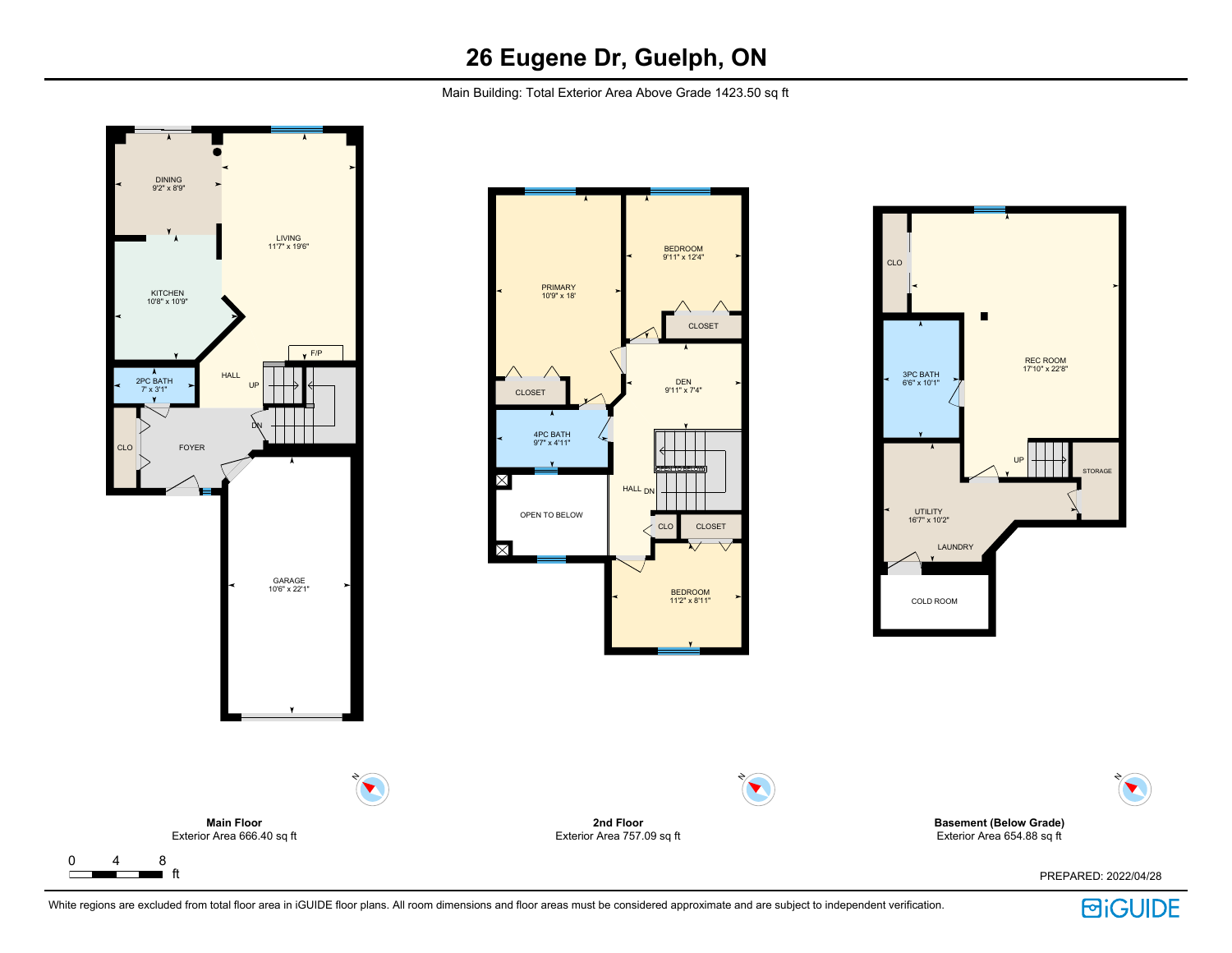# 26 Eugene Dr, Guelph, ON

Main Building: Total Exterior Area Above Grade 1423.50 sq ft

DINING
9'2" x 8'9"

LIVING
11'7" x 19'6"

KITCHEN
10'8" x 10'9"

F/P

HALL

UP

2PC BATH
7' x 3'1"

DN

CLO

FOYER

GARAGE
10'6" x 22'1"

PRIMARY
10'9" x 18'

BEDROOM
9'11" x 12'4"

CLOSET

CLOSET

DEN
9'11" x 7'4"

4PC BATH
9'7" x 4'11"

OPEN TO BELOW

HALL

DN

CLO

CLOSET

BEDROOM
11'2" x 8'11"

CLO

REC ROOM
17'10" x 22'8"

3PC BATH
6'6" x 10'1"

UP

STORAGE

UTILITY
16'7" x 10'2"

LAUNDRY

COLD ROOM

**Main Floor**
Exterior Area 666.40 sq ft

**2nd Floor**
Exterior Area 757.09 sq ft

**Basement (Below Grade)**
Exterior Area 654.88 sq ft

0 4 8
ft

PREPARED: 2022/04/28

White regions are excluded from total floor area in iGUIDE floor plans. All room dimensions and floor areas must be considered approximate and are subject to independent verification.

iGUIDE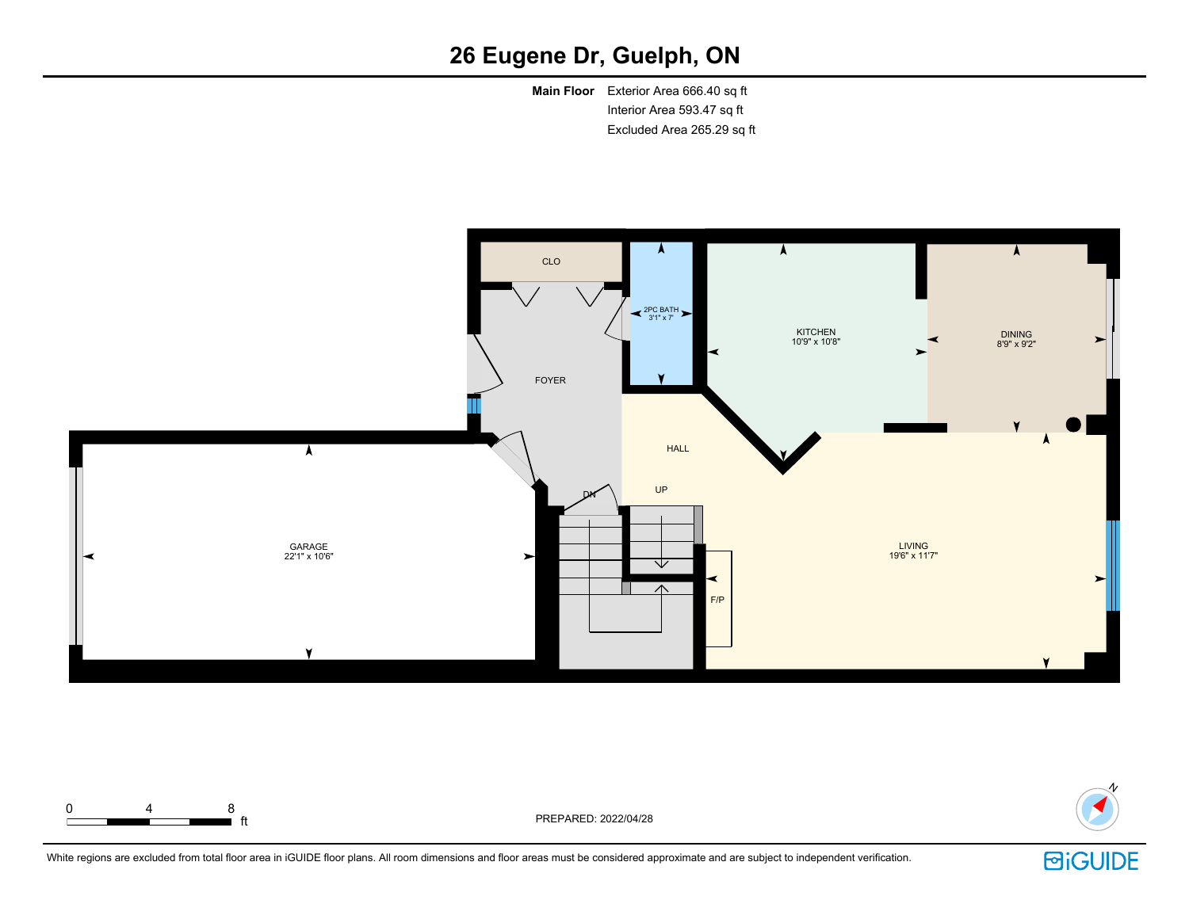# 26 Eugene Dr, Guelph, ON

**Main Floor** Exterior Area 666.40 sq ft
Interior Area 593.47 sq ft
Excluded Area 265.29 sq ft

CLO

2PC BATH
3'1" x 7'

KITCHEN
10'9" x 10'8"

DINING
8'9" x 9'2"

FOYER

HALL

GARAGE
22'1" x 10'6"

DN

UP

LIVING
19'6" x 11'7"

F/P

0 4 8 ft

PREPARED: 2022/04/28

White regions are excluded from total floor area in iGUIDE floor plans. All room dimensions and floor areas must be considered approximate and are subject to independent verification.

iGUIDE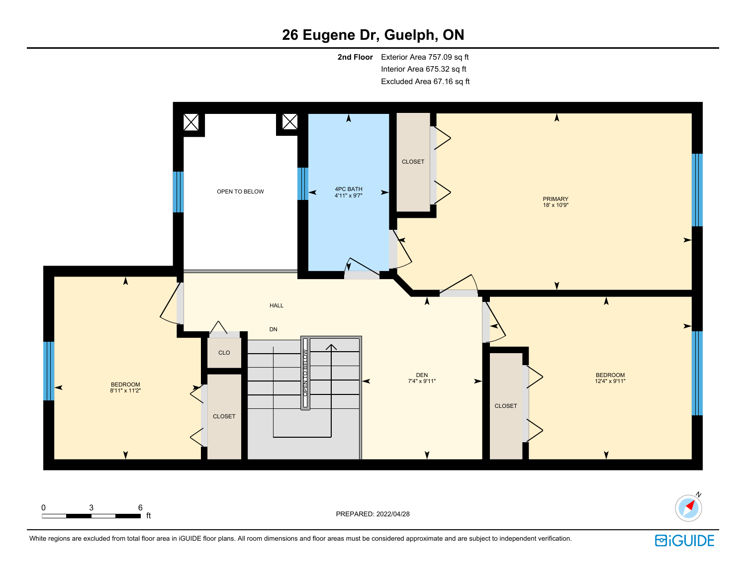# 26 Eugene Dr, Guelph, ON

**2nd Floor** Exterior Area 757.09 sq ft
Interior Area 675.32 sq ft
Excluded Area 67.16 sq ft

OPEN TO BELOW

4PC BATH
4'11" x 9'7"

CLOSET

PRIMARY
18' x 10'9"

HALL

DN

BEDROOM
8'11" x 11'2"

CLO

CLOSET

OPEN TO BELOW

DEN
7'4" x 9'11"

CLOSET

BEDROOM
12'4" x 9'11"

0 3 6 ft

PREPARED: 2022/04/28

N

White regions are excluded from total floor area in iGUIDE floor plans. All room dimensions and floor areas must be considered approximate and are subject to independent verification.

iGUIDE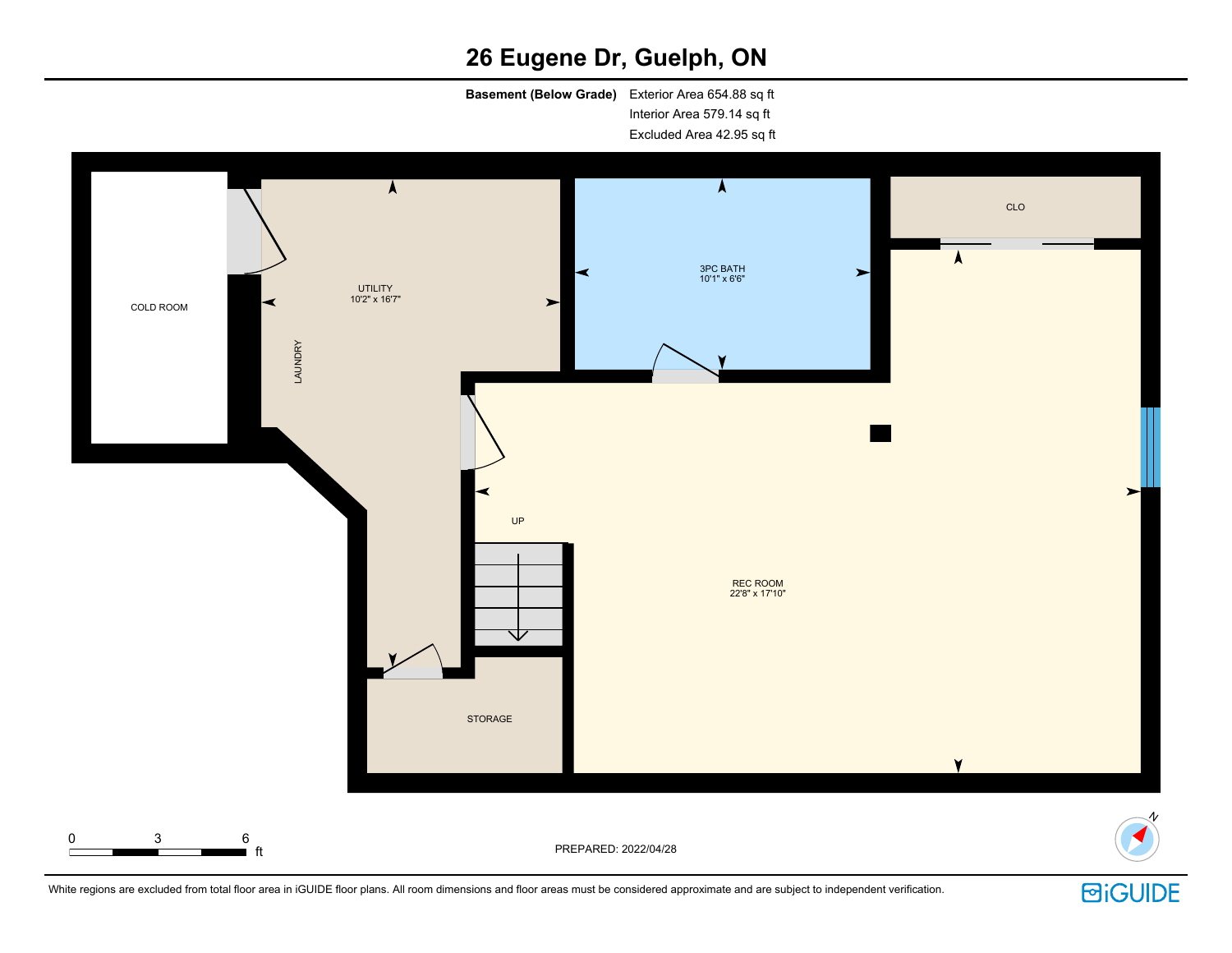# 26 Eugene Dr, Guelph, ON

**Basement (Below Grade)** Exterior Area 654.88 sq ft
Interior Area 579.14 sq ft
Excluded Area 42.95 sq ft

COLD ROOM

UTILITY
10'2" x 16'7"

LAUNDRY

3PC BATH
10'1" x 6'6"

CLO

UP

REC ROOM
22'8" x 17'10"

STORAGE

0 3 6 ft

PREPARED: 2022/04/28

White regions are excluded from total floor area in iGUIDE floor plans. All room dimensions and floor areas must be considered approximate and are subject to independent verification.

iGUIDE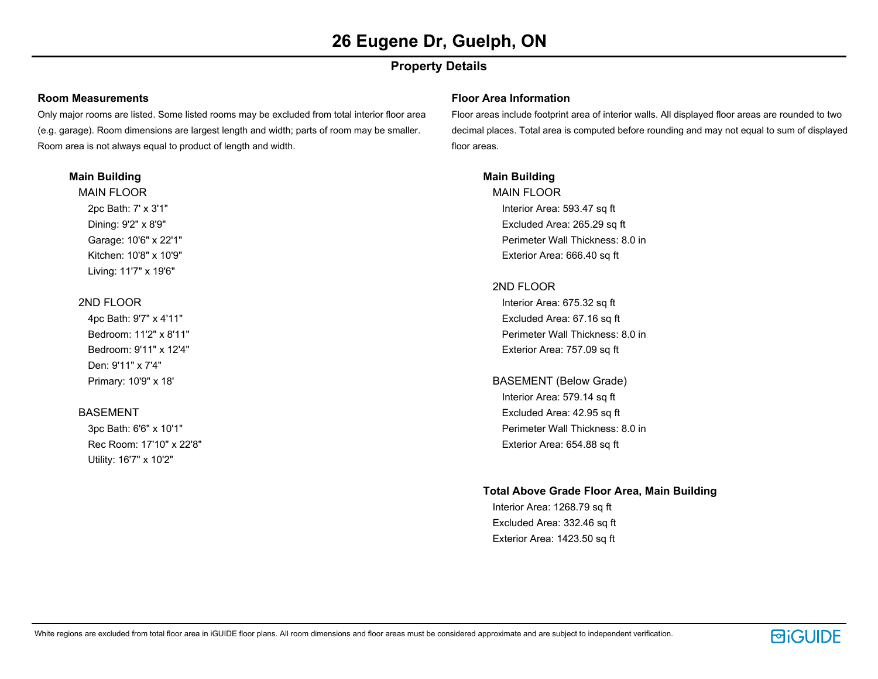# 26 Eugene Dr, Guelph, ON

## Property Details

### Room Measurements

Only major rooms are listed. Some listed rooms may be excluded from total interior floor area (e.g. garage). Room dimensions are largest length and width; parts of room may be smaller. Room area is not always equal to product of length and width.

**Main Building**

MAIN FLOOR

- 2pc Bath: 7' x 3'1"
- Dining: 9'2" x 8'9"
- Garage: 10'6" x 22'1"
- Kitchen: 10'8" x 10'9"
- Living: 11'7" x 19'6"

2ND FLOOR

- 4pc Bath: 9'7" x 4'11"
- Bedroom: 11'2" x 8'11"
- Bedroom: 9'11" x 12'4"
- Den: 9'11" x 7'4"
- Primary: 10'9" x 18'

BASEMENT

- 3pc Bath: 6'6" x 10'1"
- Rec Room: 17'10" x 22'8"
- Utility: 16'7" x 10'2"

### Floor Area Information

Floor areas include footprint area of interior walls. All displayed floor areas are rounded to two decimal places. Total area is computed before rounding and may not equal to sum of displayed floor areas.

**Main Building**

MAIN FLOOR

- Interior Area: 593.47 sq ft
- Excluded Area: 265.29 sq ft
- Perimeter Wall Thickness: 8.0 in
- Exterior Area: 666.40 sq ft

2ND FLOOR

- Interior Area: 675.32 sq ft
- Excluded Area: 67.16 sq ft
- Perimeter Wall Thickness: 8.0 in
- Exterior Area: 757.09 sq ft

BASEMENT (Below Grade)

- Interior Area: 579.14 sq ft
- Excluded Area: 42.95 sq ft
- Perimeter Wall Thickness: 8.0 in
- Exterior Area: 654.88 sq ft

**Total Above Grade Floor Area, Main Building**

- Interior Area: 1268.79 sq ft
- Excluded Area: 332.46 sq ft
- Exterior Area: 1423.50 sq ft

White regions are excluded from total floor area in iGUIDE floor plans. All room dimensions and floor areas must be considered approximate and are subject to independent verification.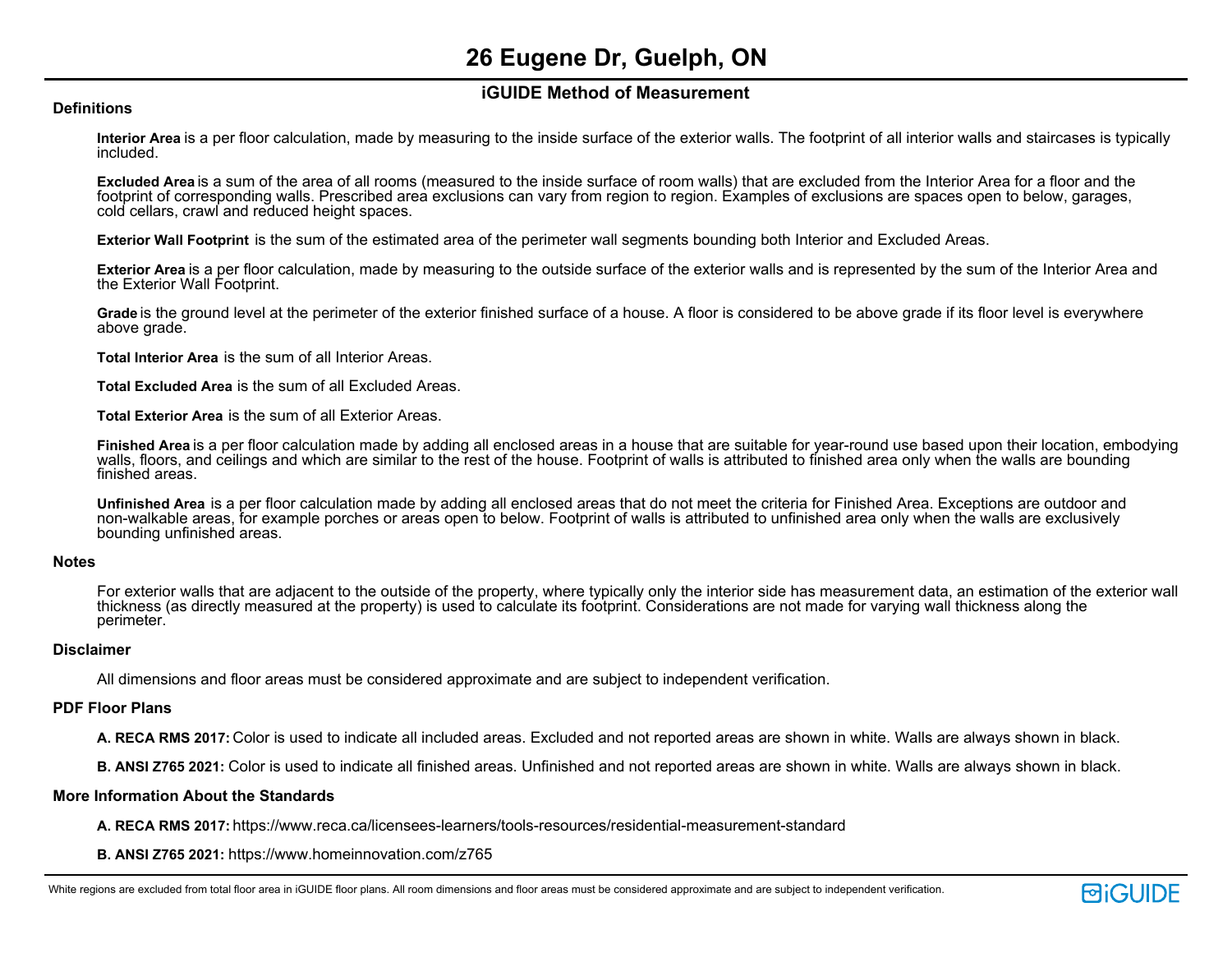# 26 Eugene Dr, Guelph, ON

## iGUIDE Method of Measurement

### Definitions

**Interior Area** is a per floor calculation, made by measuring to the inside surface of the exterior walls. The footprint of all interior walls and staircases is typically included.

**Excluded Area** is a sum of the area of all rooms (measured to the inside surface of room walls) that are excluded from the Interior Area for a floor and the footprint of corresponding walls. Prescribed area exclusions can vary from region to region. Examples of exclusions are spaces open to below, garages, cold cellars, crawl and reduced height spaces.

**Exterior Wall Footprint** is the sum of the estimated area of the perimeter wall segments bounding both Interior and Excluded Areas.

**Exterior Area** is a per floor calculation, made by measuring to the outside surface of the exterior walls and is represented by the sum of the Interior Area and the Exterior Wall Footprint.

**Grade** is the ground level at the perimeter of the exterior finished surface of a house. A floor is considered to be above grade if its floor level is everywhere above grade.

**Total Interior Area** is the sum of all Interior Areas.

**Total Excluded Area** is the sum of all Excluded Areas.

**Total Exterior Area** is the sum of all Exterior Areas.

**Finished Area** is a per floor calculation made by adding all enclosed areas in a house that are suitable for year-round use based upon their location, embodying walls, floors, and ceilings and which are similar to the rest of the house. Footprint of walls is attributed to finished area only when the walls are bounding finished areas.

**Unfinished Area** is a per floor calculation made by adding all enclosed areas that do not meet the criteria for Finished Area. Exceptions are outdoor and non-walkable areas, for example porches or areas open to below. Footprint of walls is attributed to unfinished area only when the walls are exclusively bounding unfinished areas.

### Notes

For exterior walls that are adjacent to the outside of the property, where typically only the interior side has measurement data, an estimation of the exterior wall thickness (as directly measured at the property) is used to calculate its footprint. Considerations are not made for varying wall thickness along the perimeter.

### Disclaimer

All dimensions and floor areas must be considered approximate and are subject to independent verification.

### PDF Floor Plans

**A. RECA RMS 2017:** Color is used to indicate all included areas. Excluded and not reported areas are shown in white. Walls are always shown in black.

**B. ANSI Z765 2021:** Color is used to indicate all finished areas. Unfinished and not reported areas are shown in white. Walls are always shown in black.

### More Information About the Standards

**A. RECA RMS 2017:** https://www.reca.ca/licensees-learners/tools-resources/residential-measurement-standard

**B. ANSI Z765 2021:** https://www.homeinnovation.com/z765

White regions are excluded from total floor area in iGUIDE floor plans. All room dimensions and floor areas must be considered approximate and are subject to independent verification.